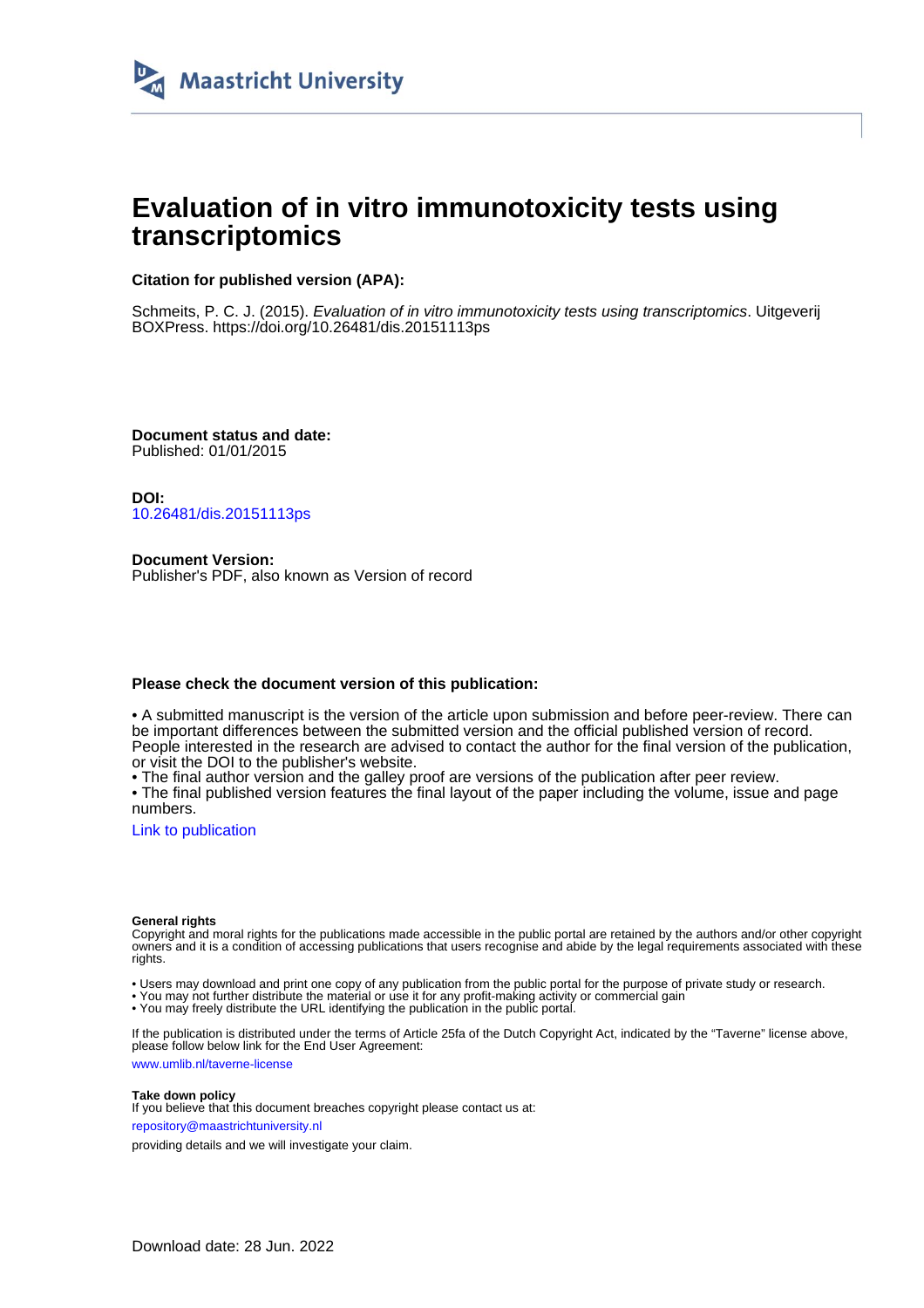Maastricht University

# Evaluation of in vitro immunotoxicity tests using transcriptomics

**Citation for published version (APA):**

Schmeits, P. C. J. (2015). *Evaluation of in vitro immunotoxicity tests using transcriptomics*. Uitgeverij BOXPress. https://doi.org/10.26481/dis.20151113ps

**Document status and date:**
Published: 01/01/2015

**DOI:**
10.26481/dis.20151113ps

**Document Version:**
Publisher's PDF, also known as Version of record

**Please check the document version of this publication:**

• A submitted manuscript is the version of the article upon submission and before peer-review. There can be important differences between the submitted version and the official published version of record. People interested in the research are advised to contact the author for the final version of the publication, or visit the DOI to the publisher's website.
• The final author version and the galley proof are versions of the publication after peer review.
• The final published version features the final layout of the paper including the volume, issue and page numbers.

Link to publication

**General rights**
Copyright and moral rights for the publications made accessible in the public portal are retained by the authors and/or other copyright owners and it is a condition of accessing publications that users recognise and abide by the legal requirements associated with these rights.

• Users may download and print one copy of any publication from the public portal for the purpose of private study or research.
• You may not further distribute the material or use it for any profit-making activity or commercial gain
• You may freely distribute the URL identifying the publication in the public portal.

If the publication is distributed under the terms of Article 25fa of the Dutch Copyright Act, indicated by the "Taverne" license above, please follow below link for the End User Agreement:

www.umlib.nl/taverne-license

**Take down policy**
If you believe that this document breaches copyright please contact us at:

repository@maastrichtuniversity.nl

providing details and we will investigate your claim.

Download date: 28 Jun. 2022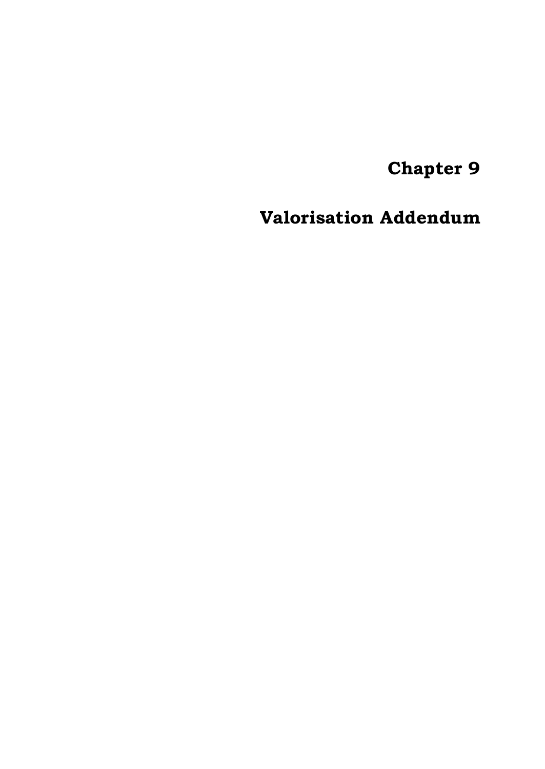# Chapter 9

# Valorisation Addendum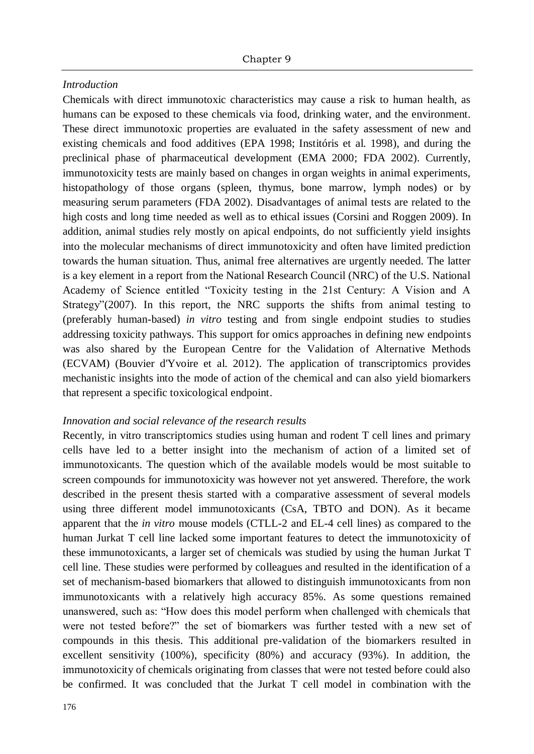*Introduction*

Chemicals with direct immunotoxic characteristics may cause a risk to human health, as humans can be exposed to these chemicals via food, drinking water, and the environment. These direct immunotoxic properties are evaluated in the safety assessment of new and existing chemicals and food additives (EPA 1998; Institóris et al. 1998), and during the preclinical phase of pharmaceutical development (EMA 2000; FDA 2002). Currently, immunotoxicity tests are mainly based on changes in organ weights in animal experiments, histopathology of those organs (spleen, thymus, bone marrow, lymph nodes) or by measuring serum parameters (FDA 2002). Disadvantages of animal tests are related to the high costs and long time needed as well as to ethical issues (Corsini and Roggen 2009). In addition, animal studies rely mostly on apical endpoints, do not sufficiently yield insights into the molecular mechanisms of direct immunotoxicity and often have limited prediction towards the human situation. Thus, animal free alternatives are urgently needed. The latter is a key element in a report from the National Research Council (NRC) of the U.S. National Academy of Science entitled "Toxicity testing in the 21st Century: A Vision and A Strategy"(2007). In this report, the NRC supports the shifts from animal testing to (preferably human-based) *in vitro* testing and from single endpoint studies to studies addressing toxicity pathways. This support for omics approaches in defining new endpoints was also shared by the European Centre for the Validation of Alternative Methods (ECVAM) (Bouvier d'Yvoire et al. 2012). The application of transcriptomics provides mechanistic insights into the mode of action of the chemical and can also yield biomarkers that represent a specific toxicological endpoint.

*Innovation and social relevance of the research results*

Recently, in vitro transcriptomics studies using human and rodent T cell lines and primary cells have led to a better insight into the mechanism of action of a limited set of immunotoxicants. The question which of the available models would be most suitable to screen compounds for immunotoxicity was however not yet answered. Therefore, the work described in the present thesis started with a comparative assessment of several models using three different model immunotoxicants (CsA, TBTO and DON). As it became apparent that the *in vitro* mouse models (CTLL-2 and EL-4 cell lines) as compared to the human Jurkat T cell line lacked some important features to detect the immunotoxicity of these immunotoxicants, a larger set of chemicals was studied by using the human Jurkat T cell line. These studies were performed by colleagues and resulted in the identification of a set of mechanism-based biomarkers that allowed to distinguish immunotoxicants from non immunotoxicants with a relatively high accuracy 85%. As some questions remained unanswered, such as: "How does this model perform when challenged with chemicals that were not tested before?" the set of biomarkers was further tested with a new set of compounds in this thesis. This additional pre-validation of the biomarkers resulted in excellent sensitivity (100%), specificity (80%) and accuracy (93%). In addition, the immunotoxicity of chemicals originating from classes that were not tested before could also be confirmed. It was concluded that the Jurkat T cell model in combination with the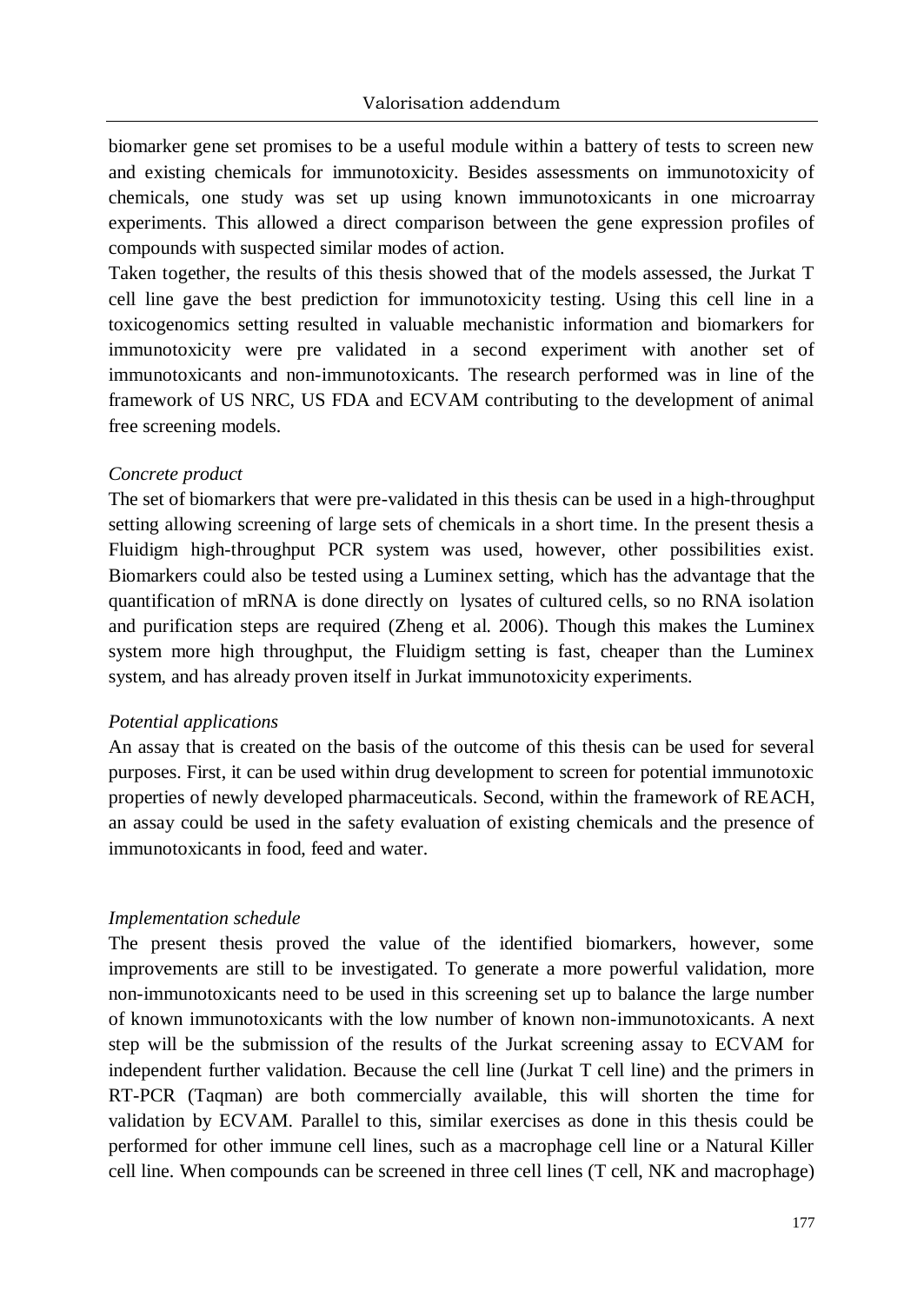biomarker gene set promises to be a useful module within a battery of tests to screen new and existing chemicals for immunotoxicity. Besides assessments on immunotoxicity of chemicals, one study was set up using known immunotoxicants in one microarray experiments. This allowed a direct comparison between the gene expression profiles of compounds with suspected similar modes of action.

Taken together, the results of this thesis showed that of the models assessed, the Jurkat T cell line gave the best prediction for immunotoxicity testing. Using this cell line in a toxicogenomics setting resulted in valuable mechanistic information and biomarkers for immunotoxicity were pre validated in a second experiment with another set of immunotoxicants and non-immunotoxicants. The research performed was in line of the framework of US NRC, US FDA and ECVAM contributing to the development of animal free screening models.

*Concrete product*

The set of biomarkers that were pre-validated in this thesis can be used in a high-throughput setting allowing screening of large sets of chemicals in a short time. In the present thesis a Fluidigm high-throughput PCR system was used, however, other possibilities exist. Biomarkers could also be tested using a Luminex setting, which has the advantage that the quantification of mRNA is done directly on lysates of cultured cells, so no RNA isolation and purification steps are required (Zheng et al. 2006). Though this makes the Luminex system more high throughput, the Fluidigm setting is fast, cheaper than the Luminex system, and has already proven itself in Jurkat immunotoxicity experiments.

*Potential applications*

An assay that is created on the basis of the outcome of this thesis can be used for several purposes. First, it can be used within drug development to screen for potential immunotoxic properties of newly developed pharmaceuticals. Second, within the framework of REACH, an assay could be used in the safety evaluation of existing chemicals and the presence of immunotoxicants in food, feed and water.

*Implementation schedule*

The present thesis proved the value of the identified biomarkers, however, some improvements are still to be investigated. To generate a more powerful validation, more non-immunotoxicants need to be used in this screening set up to balance the large number of known immunotoxicants with the low number of known non-immunotoxicants. A next step will be the submission of the results of the Jurkat screening assay to ECVAM for independent further validation. Because the cell line (Jurkat T cell line) and the primers in RT-PCR (Taqman) are both commercially available, this will shorten the time for validation by ECVAM. Parallel to this, similar exercises as done in this thesis could be performed for other immune cell lines, such as a macrophage cell line or a Natural Killer cell line. When compounds can be screened in three cell lines (T cell, NK and macrophage)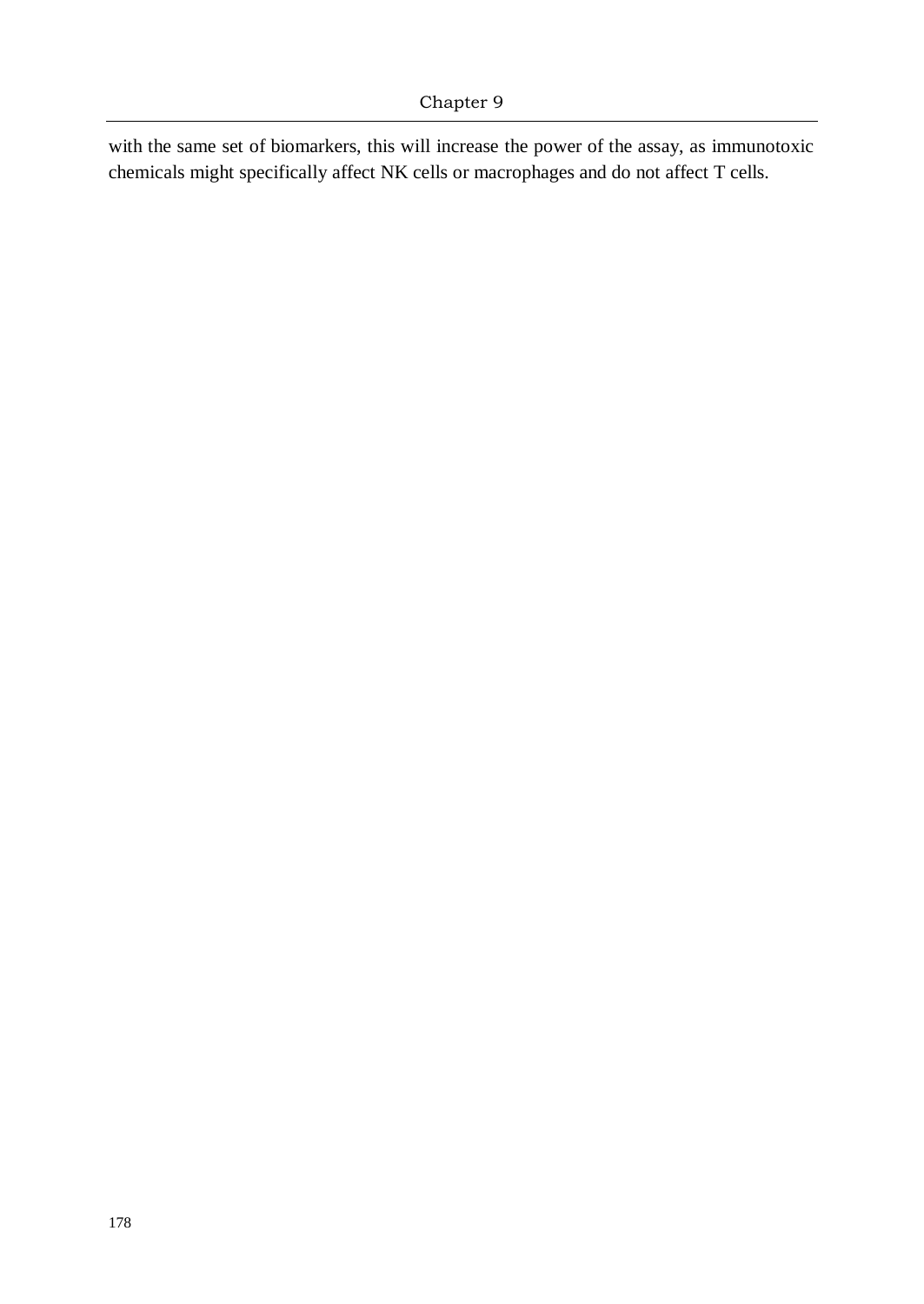with the same set of biomarkers, this will increase the power of the assay, as immunotoxic chemicals might specifically affect NK cells or macrophages and do not affect T cells.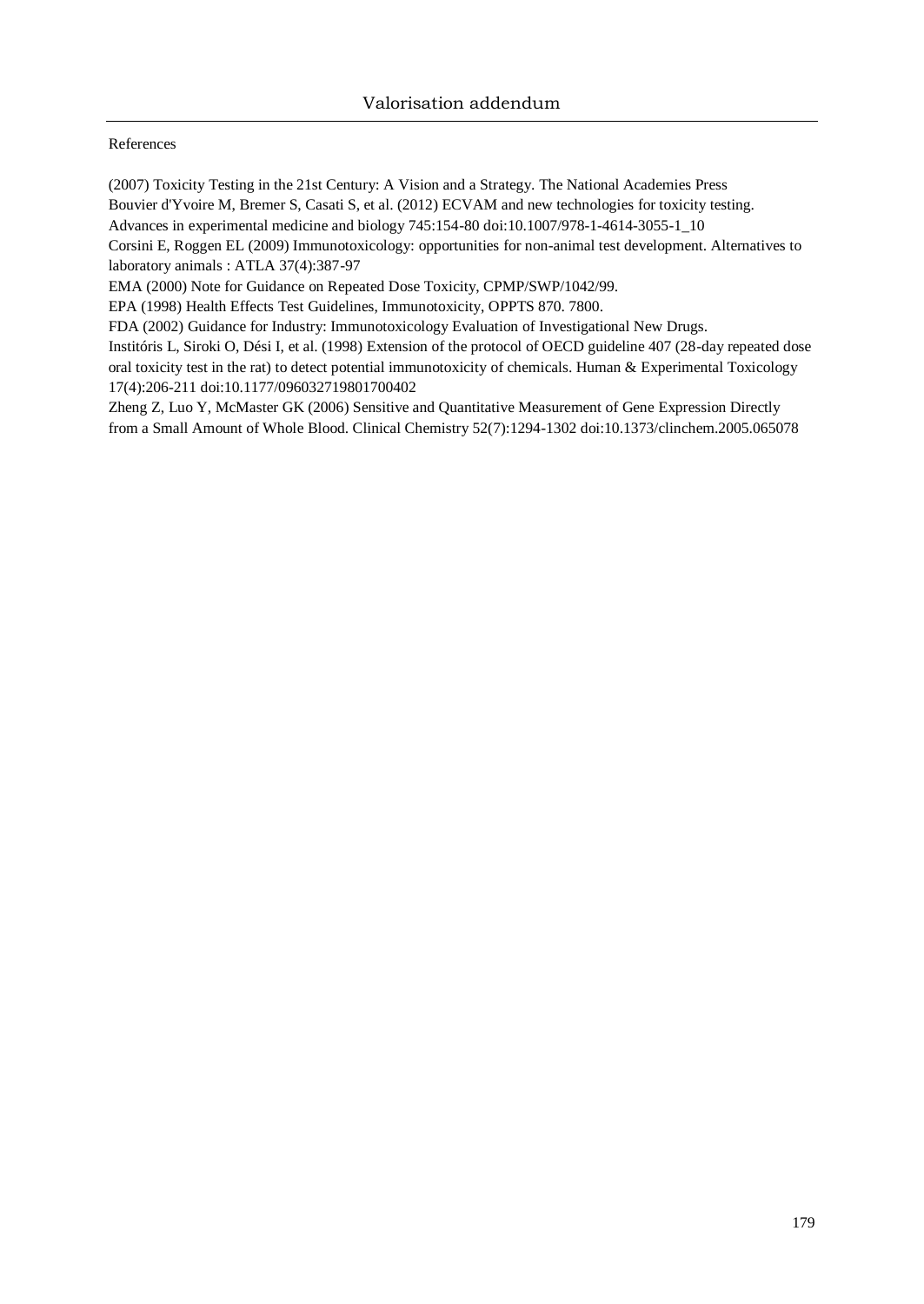References

(2007) Toxicity Testing in the 21st Century: A Vision and a Strategy. The National Academies Press

Bouvier d'Yvoire M, Bremer S, Casati S, et al. (2012) ECVAM and new technologies for toxicity testing. Advances in experimental medicine and biology 745:154-80 doi:10.1007/978-1-4614-3055-1_10

Corsini E, Roggen EL (2009) Immunotoxicology: opportunities for non-animal test development. Alternatives to laboratory animals : ATLA 37(4):387-97

EMA (2000) Note for Guidance on Repeated Dose Toxicity, CPMP/SWP/1042/99.

EPA (1998) Health Effects Test Guidelines, Immunotoxicity, OPPTS 870. 7800.

FDA (2002) Guidance for Industry: Immunotoxicology Evaluation of Investigational New Drugs.

Institóris L, Siroki O, Dési I, et al. (1998) Extension of the protocol of OECD guideline 407 (28-day repeated dose oral toxicity test in the rat) to detect potential immunotoxicity of chemicals. Human & Experimental Toxicology 17(4):206-211 doi:10.1177/096032719801700402

Zheng Z, Luo Y, McMaster GK (2006) Sensitive and Quantitative Measurement of Gene Expression Directly from a Small Amount of Whole Blood. Clinical Chemistry 52(7):1294-1302 doi:10.1373/clinchem.2005.065078